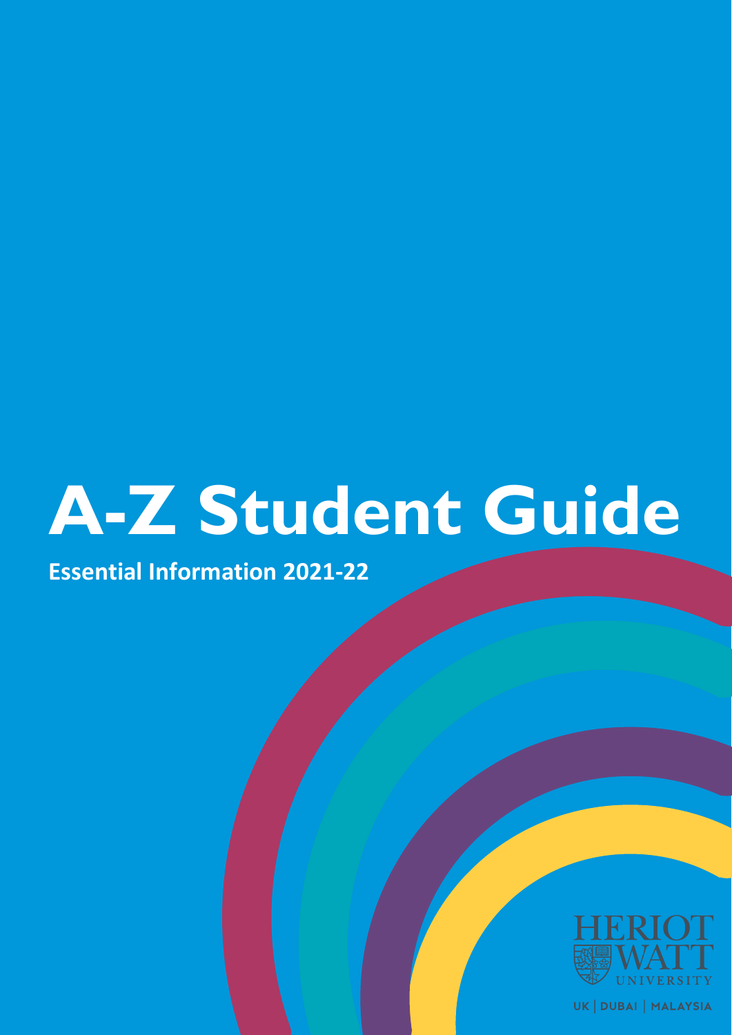# A-Z Student Guide

**Essential Information 2021-22**

HERIOT WATT UNIVERSITY

UK | DUBAI | MALAYSIA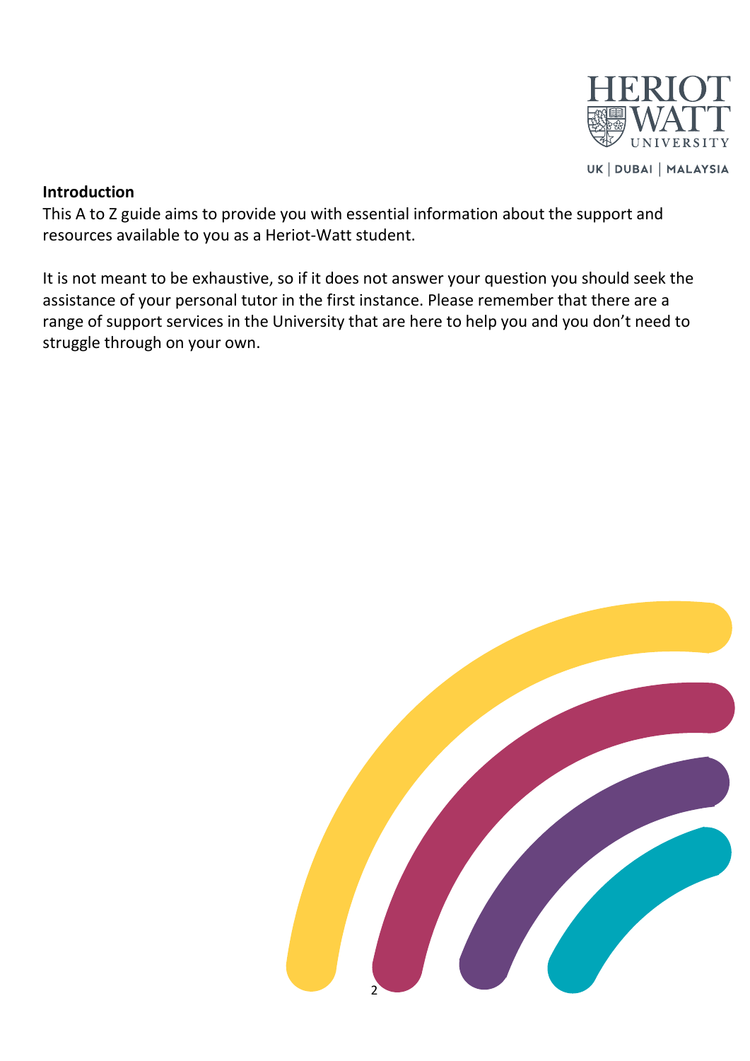## Introduction

This A to Z guide aims to provide you with essential information about the support and resources available to you as a Heriot-Watt student.

It is not meant to be exhaustive, so if it does not answer your question you should seek the assistance of your personal tutor in the first instance. Please remember that there are a range of support services in the University that are here to help you and you don't need to struggle through on your own.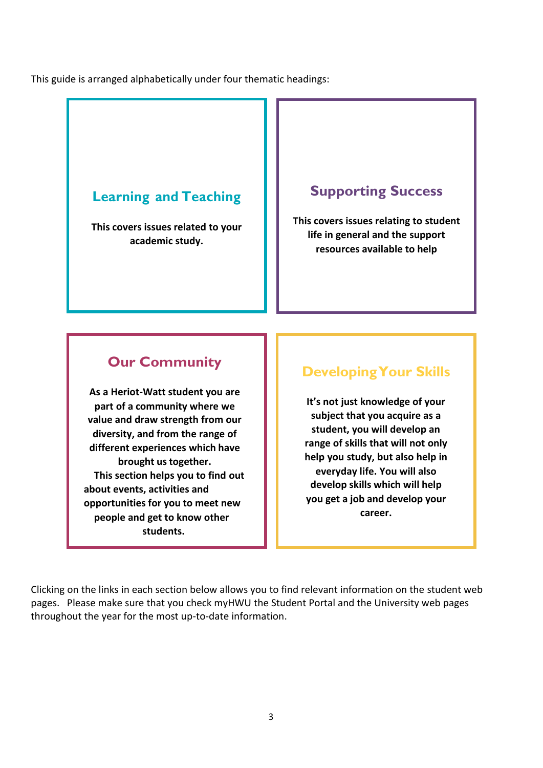This guide is arranged alphabetically under four thematic headings:

## Learning and Teaching

**This covers issues related to your academic study.**

## Supporting Success

**This covers issues relating to student life in general and the support resources available to help**

## Our Community

**As a Heriot-Watt student you are part of a community where we value and draw strength from our diversity, and from the range of different experiences which have brought us together. This section helps you to find out about events, activities and opportunities for you to meet new people and get to know other students.**

## Developing Your Skills

**It's not just knowledge of your subject that you acquire as a student, you will develop an range of skills that will not only help you study, but also help in everyday life. You will also develop skills which will help you get a job and develop your career.**

Clicking on the links in each section below allows you to find relevant information on the student web pages. Please make sure that you check myHWU the Student Portal and the University web pages throughout the year for the most up-to-date information.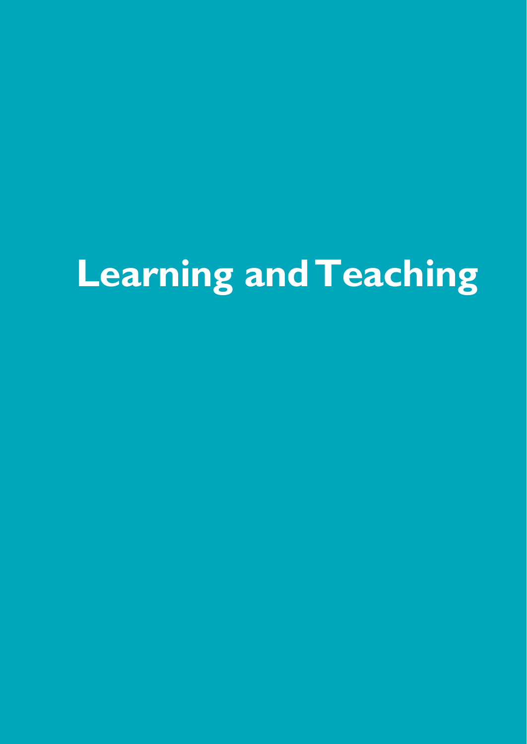# Learning and Teaching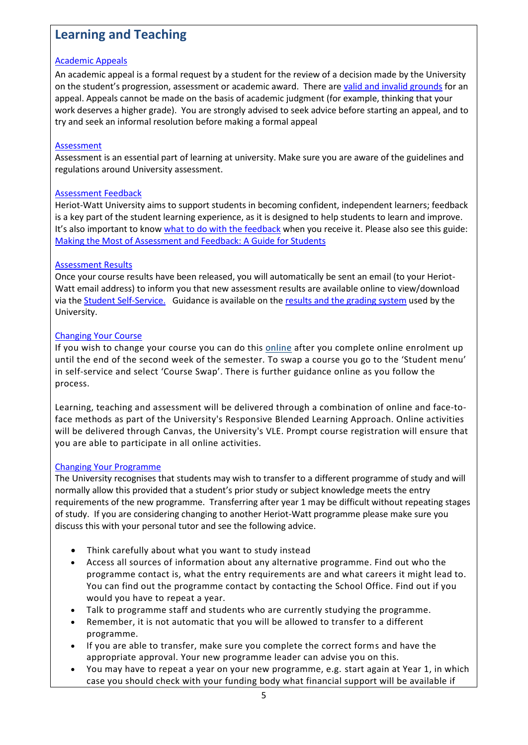## Learning and Teaching

### Academic Appeals

An academic appeal is a formal request by a student for the review of a decision made by the University on the student's progression, assessment or academic award. There are valid and invalid grounds for an appeal. Appeals cannot be made on the basis of academic judgment (for example, thinking that your work deserves a higher grade). You are strongly advised to seek advice before starting an appeal, and to try and seek an informal resolution before making a formal appeal

### Assessment

Assessment is an essential part of learning at university. Make sure you are aware of the guidelines and regulations around University assessment.

### Assessment Feedback

Heriot-Watt University aims to support students in becoming confident, independent learners; feedback is a key part of the student learning experience, as it is designed to help students to learn and improve. It's also important to know what to do with the feedback when you receive it. Please also see this guide: Making the Most of Assessment and Feedback: A Guide for Students

### Assessment Results

Once your course results have been released, you will automatically be sent an email (to your Heriot-Watt email address) to inform you that new assessment results are available online to view/download via the Student Self-Service. Guidance is available on the results and the grading system used by the University.

### Changing Your Course

If you wish to change your course you can do this online after you complete online enrolment up until the end of the second week of the semester. To swap a course you go to the 'Student menu' in self-service and select 'Course Swap'. There is further guidance online as you follow the process.

Learning, teaching and assessment will be delivered through a combination of online and face-to-face methods as part of the University's Responsive Blended Learning Approach. Online activities will be delivered through Canvas, the University's VLE. Prompt course registration will ensure that you are able to participate in all online activities.

### Changing Your Programme

The University recognises that students may wish to transfer to a different programme of study and will normally allow this provided that a student's prior study or subject knowledge meets the entry requirements of the new programme. Transferring after year 1 may be difficult without repeating stages of study. If you are considering changing to another Heriot-Watt programme please make sure you discuss this with your personal tutor and see the following advice.

- Think carefully about what you want to study instead
- Access all sources of information about any alternative programme. Find out who the programme contact is, what the entry requirements are and what careers it might lead to. You can find out the programme contact by contacting the School Office. Find out if you would you have to repeat a year.
- Talk to programme staff and students who are currently studying the programme.
- Remember, it is not automatic that you will be allowed to transfer to a different programme.
- If you are able to transfer, make sure you complete the correct forms and have the appropriate approval. Your new programme leader can advise you on this.
- You may have to repeat a year on your new programme, e.g. start again at Year 1, in which case you should check with your funding body what financial support will be available if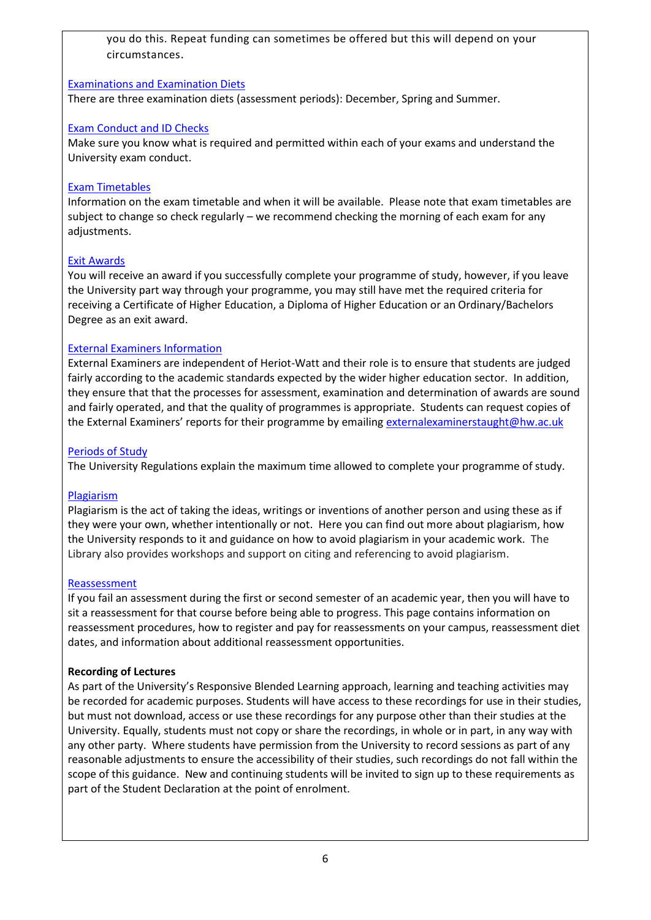you do this. Repeat funding can sometimes be offered but this will depend on your circumstances.

[Examinations and Examination Diets](#)
There are three examination diets (assessment periods): December, Spring and Summer.

[Exam Conduct and ID Checks](#)
Make sure you know what is required and permitted within each of your exams and understand the University exam conduct.

[Exam Timetables](#)
Information on the exam timetable and when it will be available. Please note that exam timetables are subject to change so check regularly – we recommend checking the morning of each exam for any adjustments.

[Exit Awards](#)
You will receive an award if you successfully complete your programme of study, however, if you leave the University part way through your programme, you may still have met the required criteria for receiving a Certificate of Higher Education, a Diploma of Higher Education or an Ordinary/Bachelors Degree as an exit award.

[External Examiners Information](#)
External Examiners are independent of Heriot-Watt and their role is to ensure that students are judged fairly according to the academic standards expected by the wider higher education sector. In addition, they ensure that that the processes for assessment, examination and determination of awards are sound and fairly operated, and that the quality of programmes is appropriate. Students can request copies of the External Examiners' reports for their programme by emailing externalexaminerstaught@hw.ac.uk

[Periods of Study](#)
The University Regulations explain the maximum time allowed to complete your programme of study.

[Plagiarism](#)
Plagiarism is the act of taking the ideas, writings or inventions of another person and using these as if they were your own, whether intentionally or not. Here you can find out more about plagiarism, how the University responds to it and guidance on how to avoid plagiarism in your academic work. The Library also provides workshops and support on citing and referencing to avoid plagiarism.

[Reassessment](#)
If you fail an assessment during the first or second semester of an academic year, then you will have to sit a reassessment for that course before being able to progress. This page contains information on reassessment procedures, how to register and pay for reassessments on your campus, reassessment diet dates, and information about additional reassessment opportunities.

**Recording of Lectures**
As part of the University's Responsive Blended Learning approach, learning and teaching activities may be recorded for academic purposes. Students will have access to these recordings for use in their studies, but must not download, access or use these recordings for any purpose other than their studies at the University. Equally, students must not copy or share the recordings, in whole or in part, in any way with any other party. Where students have permission from the University to record sessions as part of any reasonable adjustments to ensure the accessibility of their studies, such recordings do not fall within the scope of this guidance. New and continuing students will be invited to sign up to these requirements as part of the Student Declaration at the point of enrolment.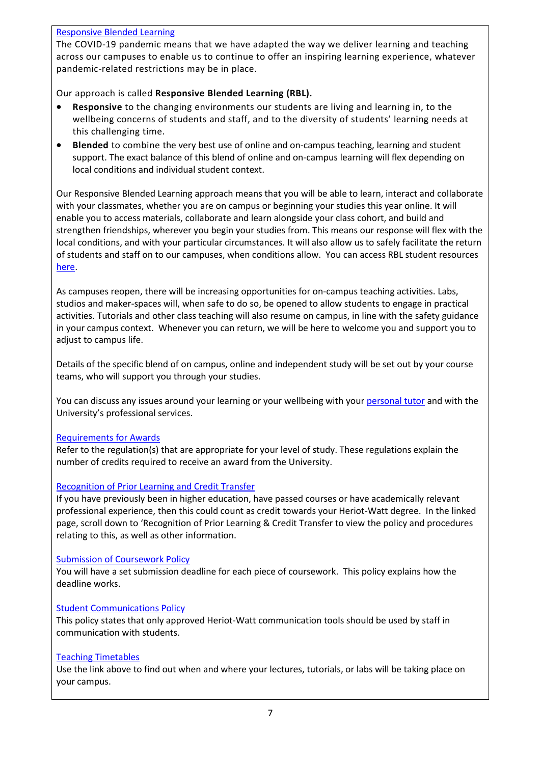[Responsive Blended Learning]

The COVID-19 pandemic means that we have adapted the way we deliver learning and teaching across our campuses to enable us to continue to offer an inspiring learning experience, whatever pandemic-related restrictions may be in place.

Our approach is called **Responsive Blended Learning (RBL).**

- **Responsive** to the changing environments our students are living and learning in, to the wellbeing concerns of students and staff, and to the diversity of students' learning needs at this challenging time.
- **Blended** to combine the very best use of online and on-campus teaching, learning and student support. The exact balance of this blend of online and on-campus learning will flex depending on local conditions and individual student context.

Our Responsive Blended Learning approach means that you will be able to learn, interact and collaborate with your classmates, whether you are on campus or beginning your studies this year online. It will enable you to access materials, collaborate and learn alongside your class cohort, and build and strengthen friendships, wherever you begin your studies from. This means our response will flex with the local conditions, and with your particular circumstances. It will also allow us to safely facilitate the return of students and staff on to our campuses, when conditions allow. You can access RBL student resources here.

As campuses reopen, there will be increasing opportunities for on-campus teaching activities. Labs, studios and maker-spaces will, when safe to do so, be opened to allow students to engage in practical activities. Tutorials and other class teaching will also resume on campus, in line with the safety guidance in your campus context. Whenever you can return, we will be here to welcome you and support you to adjust to campus life.

Details of the specific blend of on campus, online and independent study will be set out by your course teams, who will support you through your studies.

You can discuss any issues around your learning or your wellbeing with your personal tutor and with the University's professional services.

[Requirements for Awards]

Refer to the regulation(s) that are appropriate for your level of study. These regulations explain the number of credits required to receive an award from the University.

[Recognition of Prior Learning and Credit Transfer]

If you have previously been in higher education, have passed courses or have academically relevant professional experience, then this could count as credit towards your Heriot-Watt degree. In the linked page, scroll down to 'Recognition of Prior Learning & Credit Transfer to view the policy and procedures relating to this, as well as other information.

[Submission of Coursework Policy]

You will have a set submission deadline for each piece of coursework. This policy explains how the deadline works.

[Student Communications Policy]

This policy states that only approved Heriot-Watt communication tools should be used by staff in communication with students.

[Teaching Timetables]

Use the link above to find out when and where your lectures, tutorials, or labs will be taking place on your campus.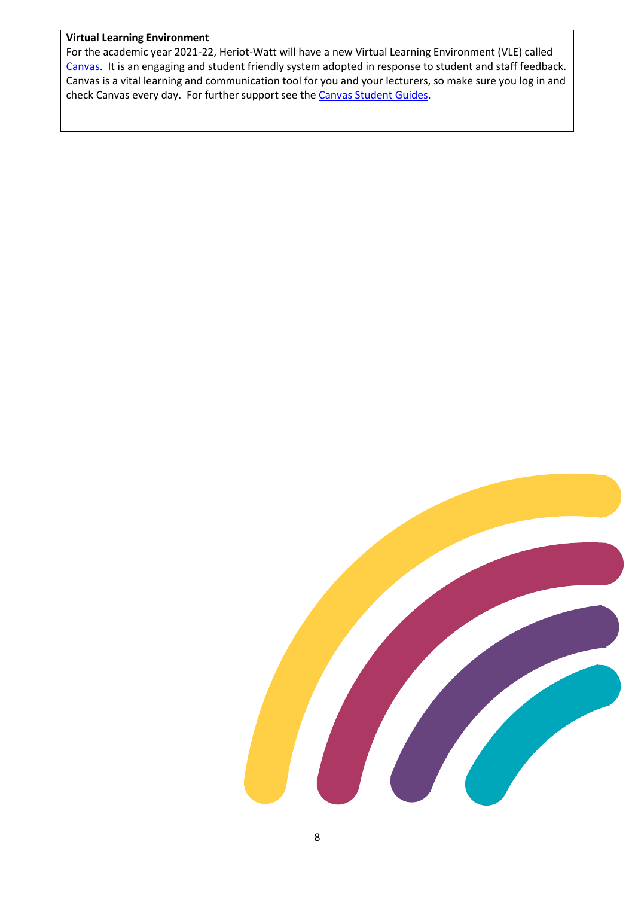**Virtual Learning Environment**

For the academic year 2021-22, Heriot-Watt will have a new Virtual Learning Environment (VLE) called Canvas. It is an engaging and student friendly system adopted in response to student and staff feedback. Canvas is a vital learning and communication tool for you and your lecturers, so make sure you log in and check Canvas every day. For further support see the Canvas Student Guides.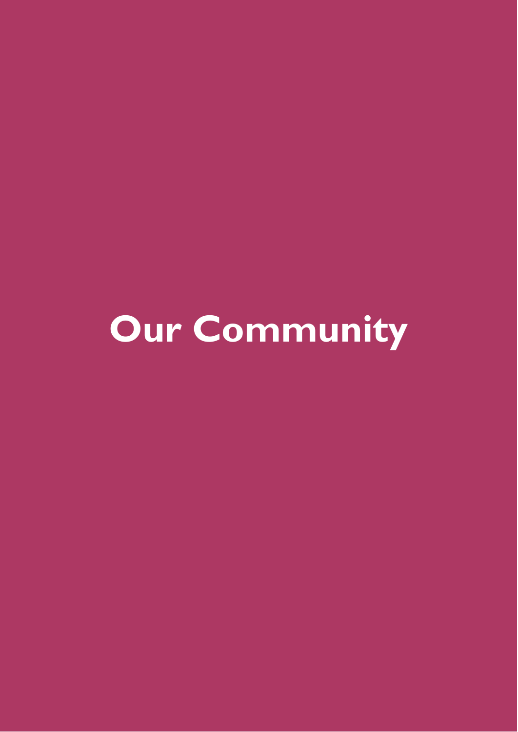# Our Community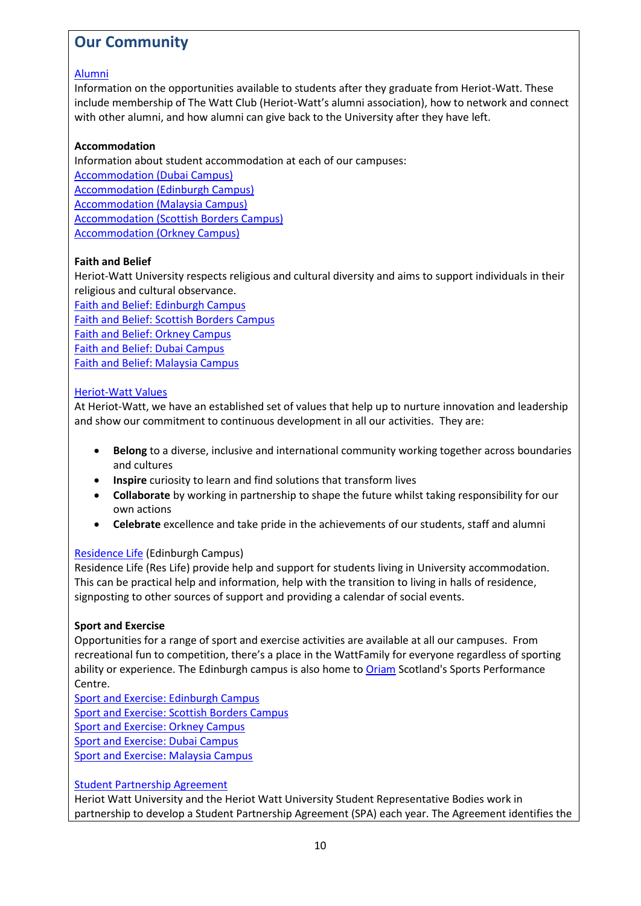## Our Community

Alumni

Information on the opportunities available to students after they graduate from Heriot-Watt. These include membership of The Watt Club (Heriot-Watt's alumni association), how to network and connect with other alumni, and how alumni can give back to the University after they have left.

**Accommodation**

Information about student accommodation at each of our campuses:
Accommodation (Dubai Campus)
Accommodation (Edinburgh Campus)
Accommodation (Malaysia Campus)
Accommodation (Scottish Borders Campus)
Accommodation (Orkney Campus)

**Faith and Belief**

Heriot-Watt University respects religious and cultural diversity and aims to support individuals in their religious and cultural observance.
Faith and Belief: Edinburgh Campus
Faith and Belief: Scottish Borders Campus
Faith and Belief: Orkney Campus
Faith and Belief: Dubai Campus
Faith and Belief: Malaysia Campus

Heriot-Watt Values

At Heriot-Watt, we have an established set of values that help up to nurture innovation and leadership and show our commitment to continuous development in all our activities. They are:

- **Belong** to a diverse, inclusive and international community working together across boundaries and cultures
- **Inspire** curiosity to learn and find solutions that transform lives
- **Collaborate** by working in partnership to shape the future whilst taking responsibility for our own actions
- **Celebrate** excellence and take pride in the achievements of our students, staff and alumni

Residence Life (Edinburgh Campus)

Residence Life (Res Life) provide help and support for students living in University accommodation. This can be practical help and information, help with the transition to living in halls of residence, signposting to other sources of support and providing a calendar of social events.

**Sport and Exercise**

Opportunities for a range of sport and exercise activities are available at all our campuses. From recreational fun to competition, there's a place in the WattFamily for everyone regardless of sporting ability or experience. The Edinburgh campus is also home to Oriam Scotland's Sports Performance Centre.
Sport and Exercise: Edinburgh Campus
Sport and Exercise: Scottish Borders Campus
Sport and Exercise: Orkney Campus
Sport and Exercise: Dubai Campus
Sport and Exercise: Malaysia Campus

Student Partnership Agreement

Heriot Watt University and the Heriot Watt University Student Representative Bodies work in partnership to develop a Student Partnership Agreement (SPA) each year. The Agreement identifies the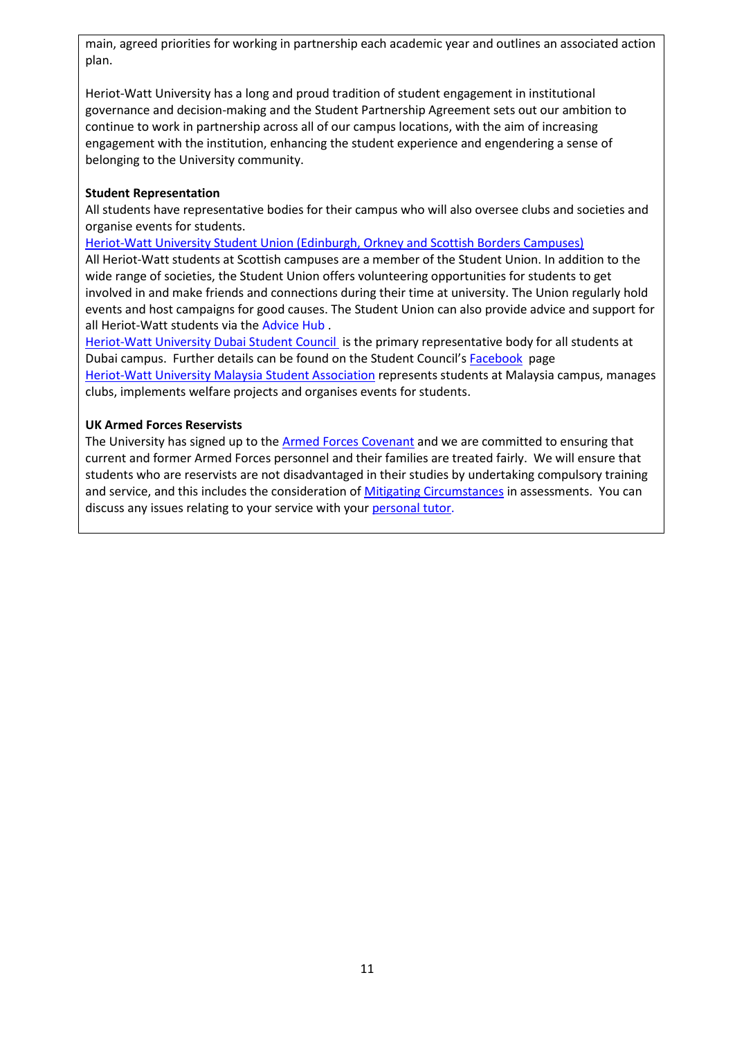main, agreed priorities for working in partnership each academic year and outlines an associated action plan.

Heriot-Watt University has a long and proud tradition of student engagement in institutional governance and decision-making and the Student Partnership Agreement sets out our ambition to continue to work in partnership across all of our campus locations, with the aim of increasing engagement with the institution, enhancing the student experience and engendering a sense of belonging to the University community.

**Student Representation**

All students have representative bodies for their campus who will also oversee clubs and societies and organise events for students.

Heriot-Watt University Student Union (Edinburgh, Orkney and Scottish Borders Campuses)

All Heriot-Watt students at Scottish campuses are a member of the Student Union. In addition to the wide range of societies, the Student Union offers volunteering opportunities for students to get involved in and make friends and connections during their time at university. The Union regularly hold events and host campaigns for good causes. The Student Union can also provide advice and support for all Heriot-Watt students via the Advice Hub .

Heriot-Watt University Dubai Student Council is the primary representative body for all students at Dubai campus. Further details can be found on the Student Council's Facebook page

Heriot-Watt University Malaysia Student Association represents students at Malaysia campus, manages clubs, implements welfare projects and organises events for students.

**UK Armed Forces Reservists**

The University has signed up to the Armed Forces Covenant and we are committed to ensuring that current and former Armed Forces personnel and their families are treated fairly. We will ensure that students who are reservists are not disadvantaged in their studies by undertaking compulsory training and service, and this includes the consideration of Mitigating Circumstances in assessments. You can discuss any issues relating to your service with your personal tutor.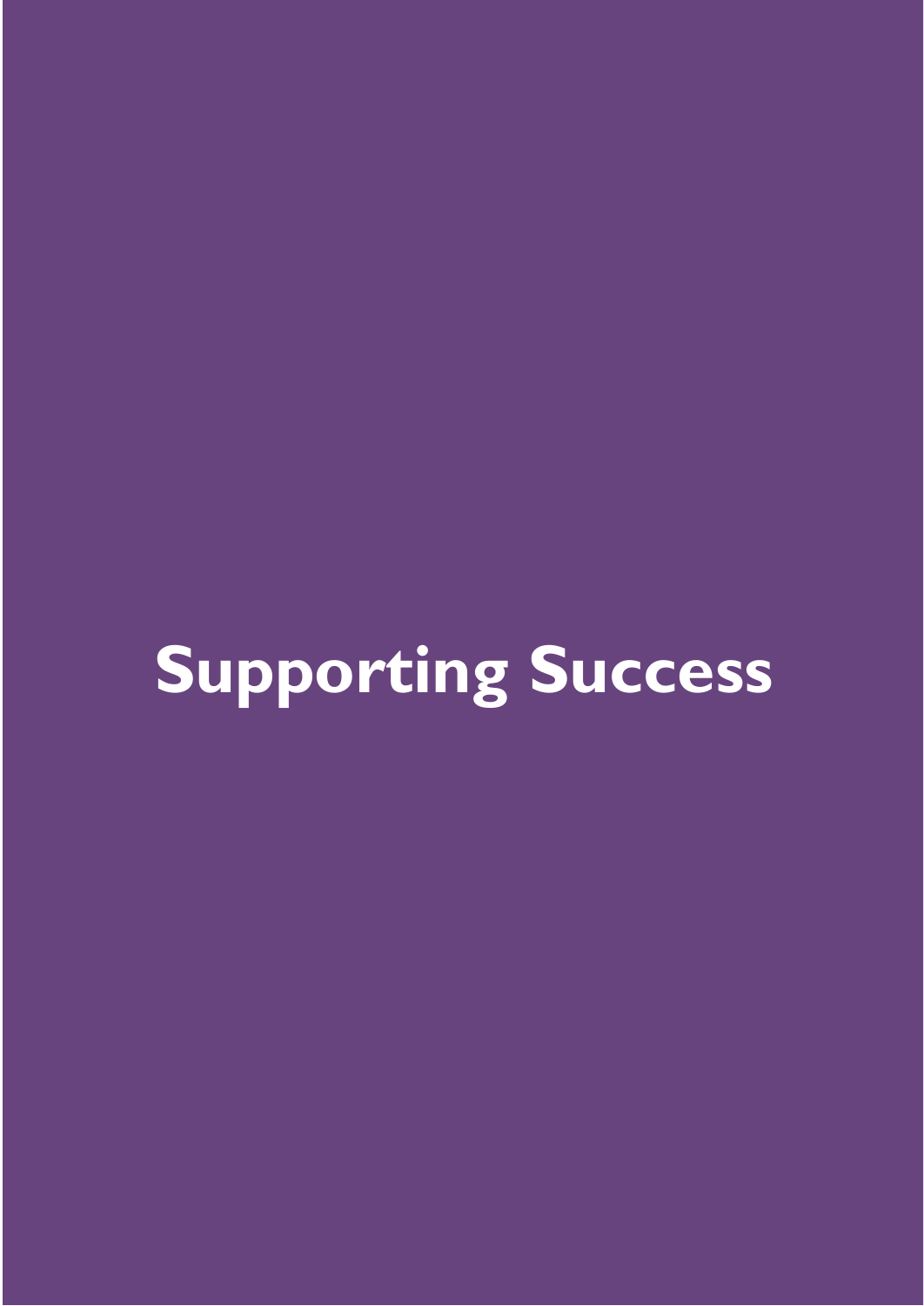# Supporting Success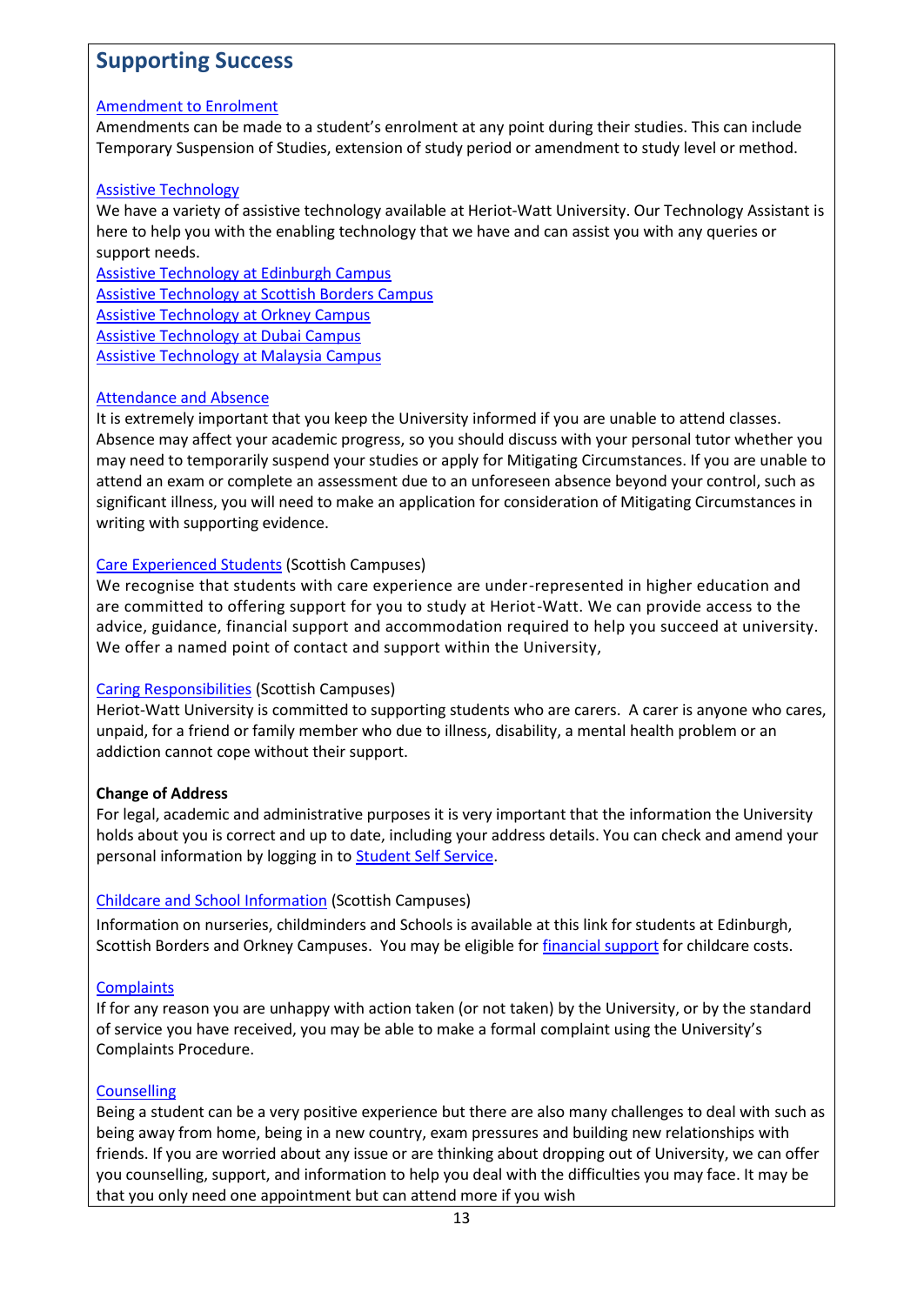## Supporting Success

Amendment to Enrolment
Amendments can be made to a student's enrolment at any point during their studies. This can include Temporary Suspension of Studies, extension of study period or amendment to study level or method.

Assistive Technology
We have a variety of assistive technology available at Heriot-Watt University. Our Technology Assistant is here to help you with the enabling technology that we have and can assist you with any queries or support needs.
Assistive Technology at Edinburgh Campus
Assistive Technology at Scottish Borders Campus
Assistive Technology at Orkney Campus
Assistive Technology at Dubai Campus
Assistive Technology at Malaysia Campus

Attendance and Absence
It is extremely important that you keep the University informed if you are unable to attend classes. Absence may affect your academic progress, so you should discuss with your personal tutor whether you may need to temporarily suspend your studies or apply for Mitigating Circumstances. If you are unable to attend an exam or complete an assessment due to an unforeseen absence beyond your control, such as significant illness, you will need to make an application for consideration of Mitigating Circumstances in writing with supporting evidence.

Care Experienced Students (Scottish Campuses)
We recognise that students with care experience are under-represented in higher education and are committed to offering support for you to study at Heriot-Watt. We can provide access to the advice, guidance, financial support and accommodation required to help you succeed at university. We offer a named point of contact and support within the University,

Caring Responsibilities (Scottish Campuses)
Heriot-Watt University is committed to supporting students who are carers. A carer is anyone who cares, unpaid, for a friend or family member who due to illness, disability, a mental health problem or an addiction cannot cope without their support.

**Change of Address**
For legal, academic and administrative purposes it is very important that the information the University holds about you is correct and up to date, including your address details. You can check and amend your personal information by logging in to Student Self Service.

Childcare and School Information (Scottish Campuses)
Information on nurseries, childminders and Schools is available at this link for students at Edinburgh, Scottish Borders and Orkney Campuses. You may be eligible for financial support for childcare costs.

Complaints
If for any reason you are unhappy with action taken (or not taken) by the University, or by the standard of service you have received, you may be able to make a formal complaint using the University's Complaints Procedure.

Counselling
Being a student can be a very positive experience but there are also many challenges to deal with such as being away from home, being in a new country, exam pressures and building new relationships with friends. If you are worried about any issue or are thinking about dropping out of University, we can offer you counselling, support, and information to help you deal with the difficulties you may face. It may be that you only need one appointment but can attend more if you wish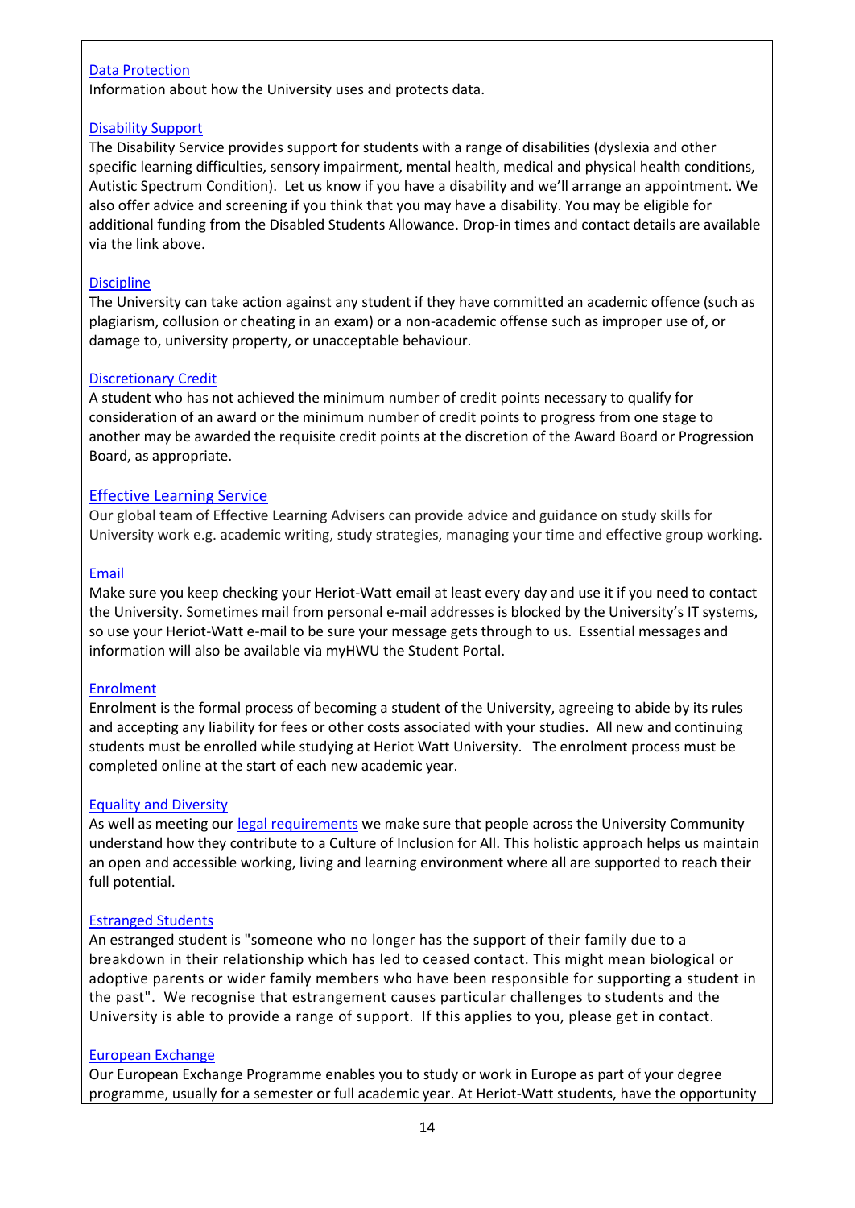### Data Protection

Information about how the University uses and protects data.

### Disability Support

The Disability Service provides support for students with a range of disabilities (dyslexia and other specific learning difficulties, sensory impairment, mental health, medical and physical health conditions, Autistic Spectrum Condition). Let us know if you have a disability and we'll arrange an appointment. We also offer advice and screening if you think that you may have a disability. You may be eligible for additional funding from the Disabled Students Allowance. Drop-in times and contact details are available via the link above.

### Discipline

The University can take action against any student if they have committed an academic offence (such as plagiarism, collusion or cheating in an exam) or a non-academic offense such as improper use of, or damage to, university property, or unacceptable behaviour.

### Discretionary Credit

A student who has not achieved the minimum number of credit points necessary to qualify for consideration of an award or the minimum number of credit points to progress from one stage to another may be awarded the requisite credit points at the discretion of the Award Board or Progression Board, as appropriate.

### Effective Learning Service

Our global team of Effective Learning Advisers can provide advice and guidance on study skills for University work e.g. academic writing, study strategies, managing your time and effective group working.

### Email

Make sure you keep checking your Heriot-Watt email at least every day and use it if you need to contact the University. Sometimes mail from personal e-mail addresses is blocked by the University's IT systems, so use your Heriot-Watt e-mail to be sure your message gets through to us. Essential messages and information will also be available via myHWU the Student Portal.

### Enrolment

Enrolment is the formal process of becoming a student of the University, agreeing to abide by its rules and accepting any liability for fees or other costs associated with your studies. All new and continuing students must be enrolled while studying at Heriot Watt University. The enrolment process must be completed online at the start of each new academic year.

### Equality and Diversity

As well as meeting our legal requirements we make sure that people across the University Community understand how they contribute to a Culture of Inclusion for All. This holistic approach helps us maintain an open and accessible working, living and learning environment where all are supported to reach their full potential.

### Estranged Students

An estranged student is "someone who no longer has the support of their family due to a breakdown in their relationship which has led to ceased contact. This might mean biological or adoptive parents or wider family members who have been responsible for supporting a student in the past". We recognise that estrangement causes particular challenges to students and the University is able to provide a range of support. If this applies to you, please get in contact.

### European Exchange

Our European Exchange Programme enables you to study or work in Europe as part of your degree programme, usually for a semester or full academic year. At Heriot-Watt students, have the opportunity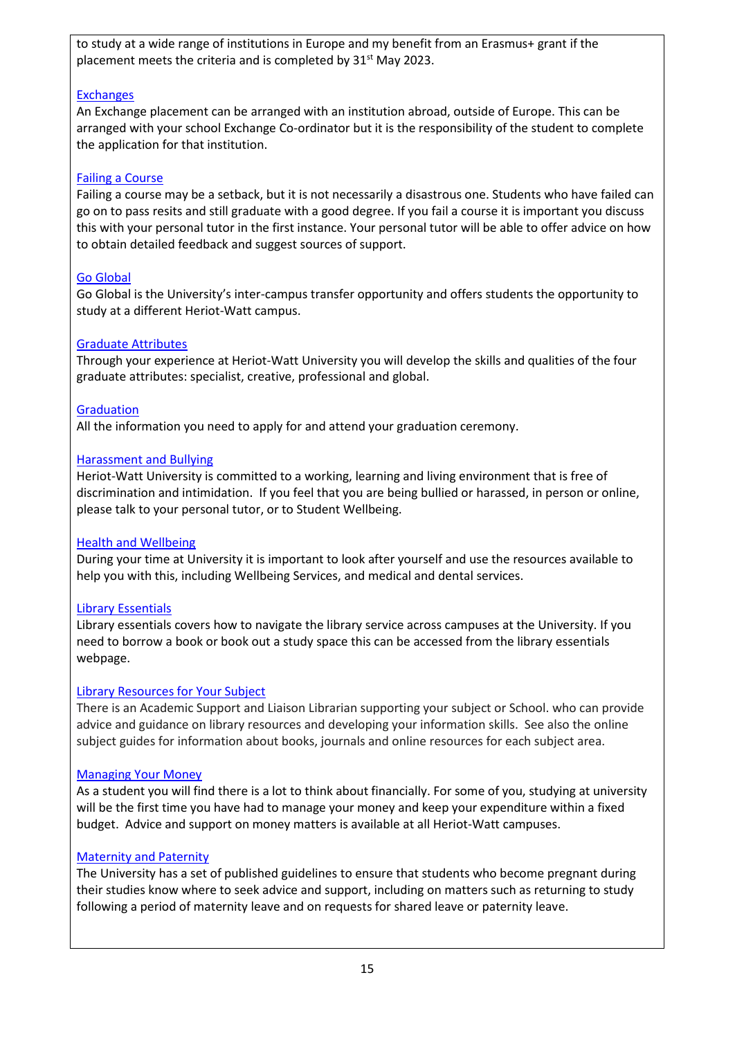to study at a wide range of institutions in Europe and my benefit from an Erasmus+ grant if the placement meets the criteria and is completed by 31st May 2023.

[Exchanges]
An Exchange placement can be arranged with an institution abroad, outside of Europe. This can be arranged with your school Exchange Co-ordinator but it is the responsibility of the student to complete the application for that institution.

[Failing a Course]
Failing a course may be a setback, but it is not necessarily a disastrous one. Students who have failed can go on to pass resits and still graduate with a good degree. If you fail a course it is important you discuss this with your personal tutor in the first instance. Your personal tutor will be able to offer advice on how to obtain detailed feedback and suggest sources of support.

[Go Global]
Go Global is the University's inter-campus transfer opportunity and offers students the opportunity to study at a different Heriot-Watt campus.

[Graduate Attributes]
Through your experience at Heriot-Watt University you will develop the skills and qualities of the four graduate attributes: specialist, creative, professional and global.

[Graduation]
All the information you need to apply for and attend your graduation ceremony.

[Harassment and Bullying]
Heriot-Watt University is committed to a working, learning and living environment that is free of discrimination and intimidation. If you feel that you are being bullied or harassed, in person or online, please talk to your personal tutor, or to Student Wellbeing.

[Health and Wellbeing]
During your time at University it is important to look after yourself and use the resources available to help you with this, including Wellbeing Services, and medical and dental services.

[Library Essentials]
Library essentials covers how to navigate the library service across campuses at the University. If you need to borrow a book or book out a study space this can be accessed from the library essentials webpage.

[Library Resources for Your Subject]
There is an Academic Support and Liaison Librarian supporting your subject or School. who can provide advice and guidance on library resources and developing your information skills. See also the online subject guides for information about books, journals and online resources for each subject area.

[Managing Your Money]
As a student you will find there is a lot to think about financially. For some of you, studying at university will be the first time you have had to manage your money and keep your expenditure within a fixed budget. Advice and support on money matters is available at all Heriot-Watt campuses.

[Maternity and Paternity]
The University has a set of published guidelines to ensure that students who become pregnant during their studies know where to seek advice and support, including on matters such as returning to study following a period of maternity leave and on requests for shared leave or paternity leave.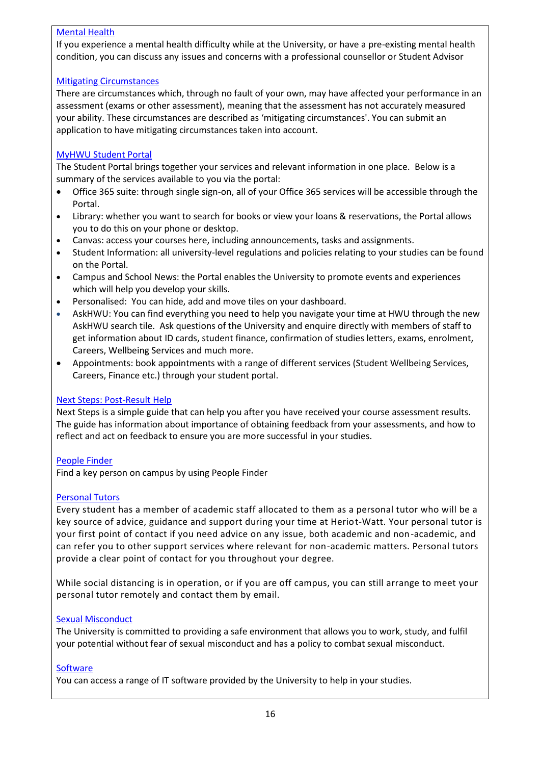[Mental Health]
If you experience a mental health difficulty while at the University, or have a pre-existing mental health condition, you can discuss any issues and concerns with a professional counsellor or Student Advisor

[Mitigating Circumstances]
There are circumstances which, through no fault of your own, may have affected your performance in an assessment (exams or other assessment), meaning that the assessment has not accurately measured your ability. These circumstances are described as 'mitigating circumstances'. You can submit an application to have mitigating circumstances taken into account.

[MyHWU Student Portal]
The Student Portal brings together your services and relevant information in one place. Below is a summary of the services available to you via the portal:

- Office 365 suite: through single sign-on, all of your Office 365 services will be accessible through the Portal.
- Library: whether you want to search for books or view your loans & reservations, the Portal allows you to do this on your phone or desktop.
- Canvas: access your courses here, including announcements, tasks and assignments.
- Student Information: all university-level regulations and policies relating to your studies can be found on the Portal.
- Campus and School News: the Portal enables the University to promote events and experiences which will help you develop your skills.
- Personalised: You can hide, add and move tiles on your dashboard.
- AskHWU: You can find everything you need to help you navigate your time at HWU through the new AskHWU search tile. Ask questions of the University and enquire directly with members of staff to get information about ID cards, student finance, confirmation of studies letters, exams, enrolment, Careers, Wellbeing Services and much more.
- Appointments: book appointments with a range of different services (Student Wellbeing Services, Careers, Finance etc.) through your student portal.

[Next Steps: Post-Result Help]
Next Steps is a simple guide that can help you after you have received your course assessment results. The guide has information about importance of obtaining feedback from your assessments, and how to reflect and act on feedback to ensure you are more successful in your studies.

[People Finder]
Find a key person on campus by using People Finder

[Personal Tutors]
Every student has a member of academic staff allocated to them as a personal tutor who will be a key source of advice, guidance and support during your time at Heriot-Watt. Your personal tutor is your first point of contact if you need advice on any issue, both academic and non-academic, and can refer you to other support services where relevant for non-academic matters. Personal tutors provide a clear point of contact for you throughout your degree.

While social distancing is in operation, or if you are off campus, you can still arrange to meet your personal tutor remotely and contact them by email.

[Sexual Misconduct]
The University is committed to providing a safe environment that allows you to work, study, and fulfil your potential without fear of sexual misconduct and has a policy to combat sexual misconduct.

[Software]
You can access a range of IT software provided by the University to help in your studies.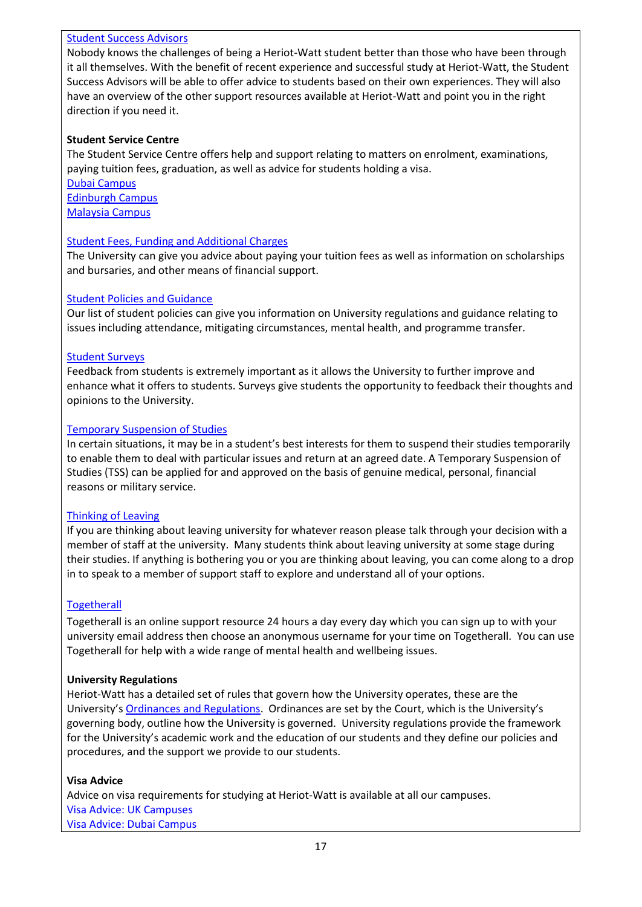Student Success Advisors

Nobody knows the challenges of being a Heriot-Watt student better than those who have been through it all themselves. With the benefit of recent experience and successful study at Heriot-Watt, the Student Success Advisors will be able to offer advice to students based on their own experiences. They will also have an overview of the other support resources available at Heriot-Watt and point you in the right direction if you need it.

**Student Service Centre**

The Student Service Centre offers help and support relating to matters on enrolment, examinations, paying tuition fees, graduation, as well as advice for students holding a visa.

Dubai Campus
Edinburgh Campus
Malaysia Campus

Student Fees, Funding and Additional Charges

The University can give you advice about paying your tuition fees as well as information on scholarships and bursaries, and other means of financial support.

Student Policies and Guidance

Our list of student policies can give you information on University regulations and guidance relating to issues including attendance, mitigating circumstances, mental health, and programme transfer.

Student Surveys

Feedback from students is extremely important as it allows the University to further improve and enhance what it offers to students. Surveys give students the opportunity to feedback their thoughts and opinions to the University.

Temporary Suspension of Studies

In certain situations, it may be in a student's best interests for them to suspend their studies temporarily to enable them to deal with particular issues and return at an agreed date. A Temporary Suspension of Studies (TSS) can be applied for and approved on the basis of genuine medical, personal, financial reasons or military service.

Thinking of Leaving

If you are thinking about leaving university for whatever reason please talk through your decision with a member of staff at the university. Many students think about leaving university at some stage during their studies. If anything is bothering you or you are thinking about leaving, you can come along to a drop in to speak to a member of support staff to explore and understand all of your options.

Togetherall

Togetherall is an online support resource 24 hours a day every day which you can sign up to with your university email address then choose an anonymous username for your time on Togetherall. You can use Togetherall for help with a wide range of mental health and wellbeing issues.

**University Regulations**

Heriot-Watt has a detailed set of rules that govern how the University operates, these are the University's Ordinances and Regulations. Ordinances are set by the Court, which is the University's governing body, outline how the University is governed. University regulations provide the framework for the University's academic work and the education of our students and they define our policies and procedures, and the support we provide to our students.

**Visa Advice**

Advice on visa requirements for studying at Heriot-Watt is available at all our campuses.

Visa Advice: UK Campuses
Visa Advice: Dubai Campus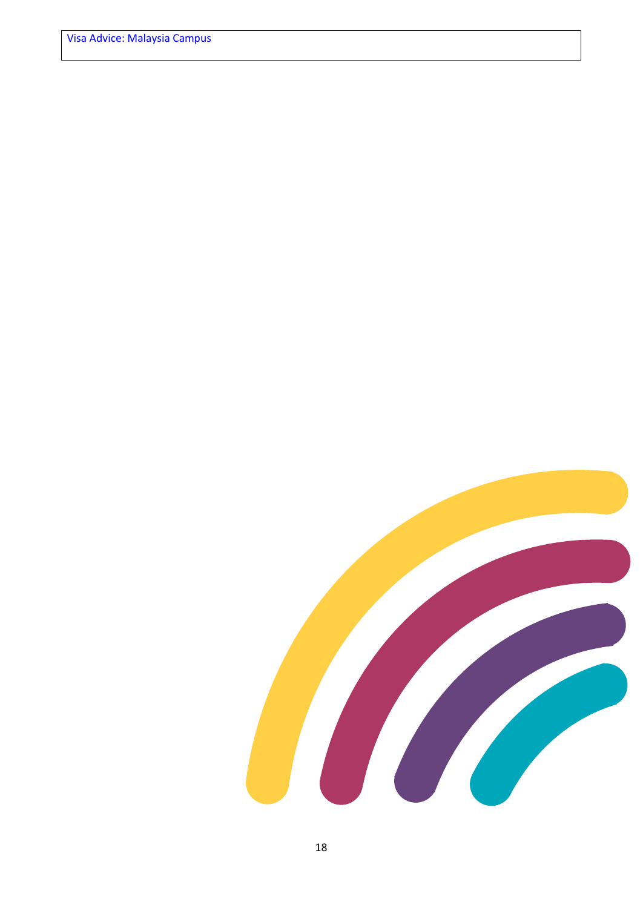Visa Advice: Malaysia Campus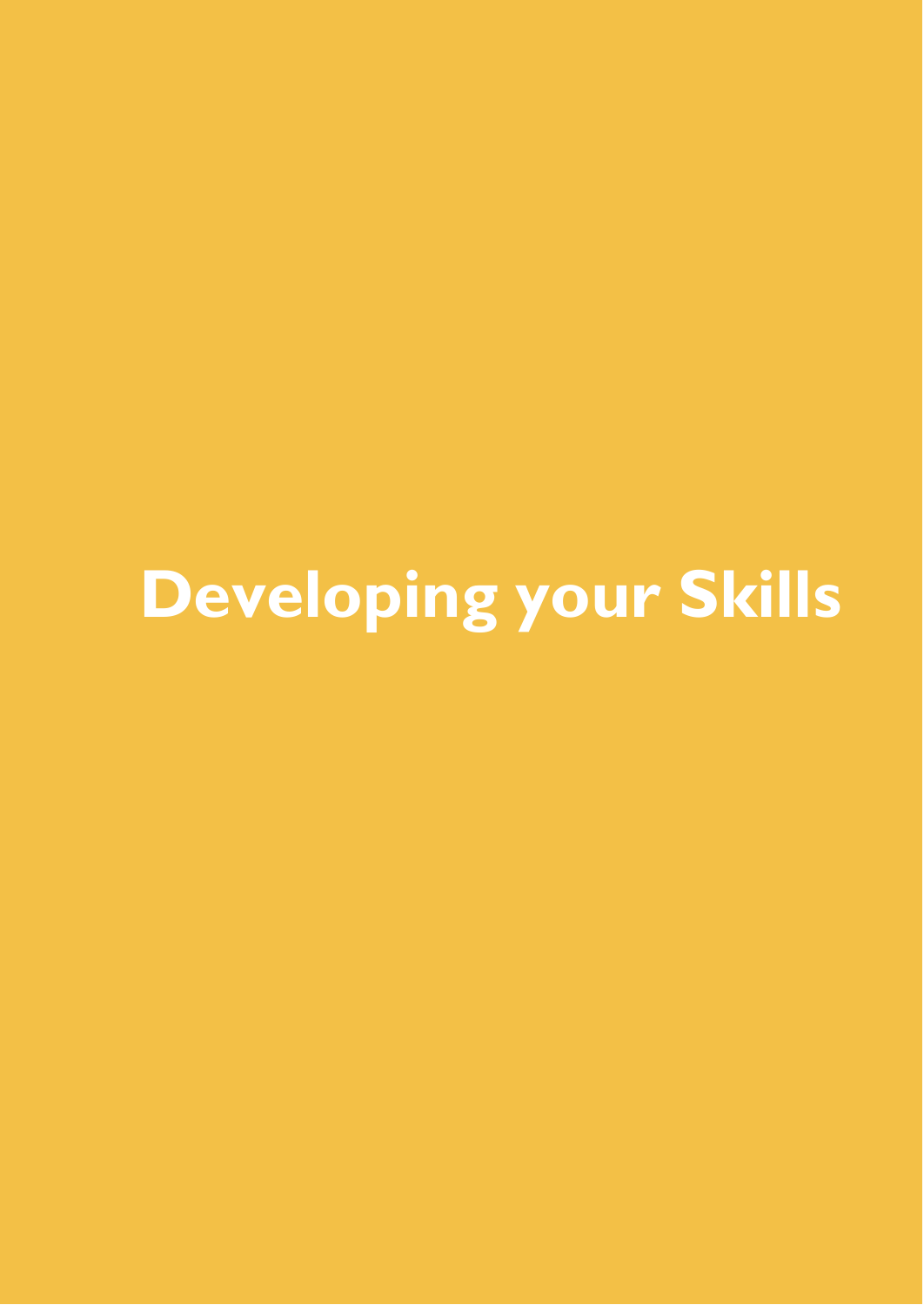# Developing your Skills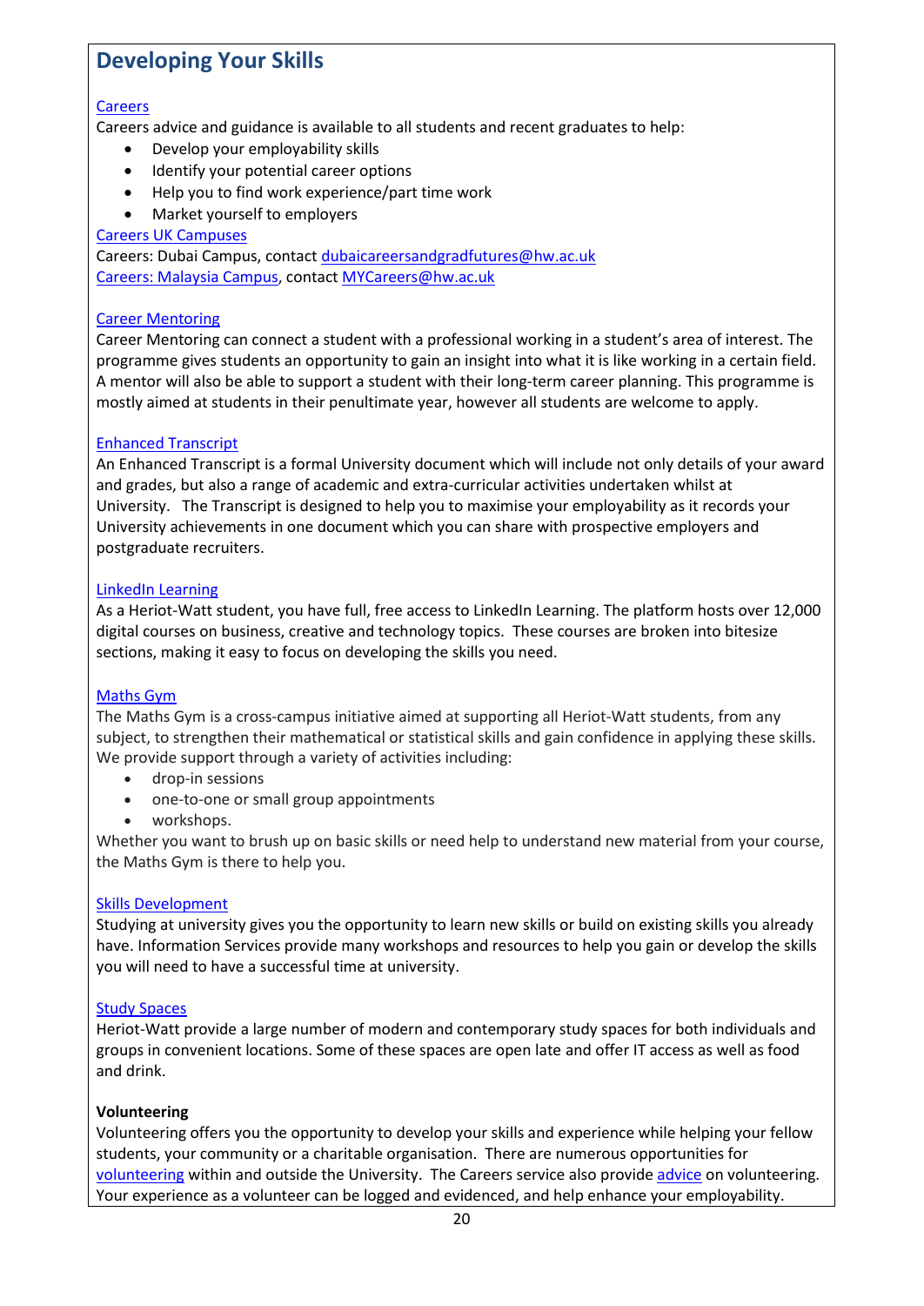## Developing Your Skills

Careers

Careers advice and guidance is available to all students and recent graduates to help:

- Develop your employability skills
- Identify your potential career options
- Help you to find work experience/part time work
- Market yourself to employers

Careers UK Campuses

Careers: Dubai Campus, contact dubaicareersandgradfutures@hw.ac.uk

Careers: Malaysia Campus, contact MYCareers@hw.ac.uk

Career Mentoring

Career Mentoring can connect a student with a professional working in a student's area of interest. The programme gives students an opportunity to gain an insight into what it is like working in a certain field. A mentor will also be able to support a student with their long-term career planning. This programme is mostly aimed at students in their penultimate year, however all students are welcome to apply.

Enhanced Transcript

An Enhanced Transcript is a formal University document which will include not only details of your award and grades, but also a range of academic and extra-curricular activities undertaken whilst at University. The Transcript is designed to help you to maximise your employability as it records your University achievements in one document which you can share with prospective employers and postgraduate recruiters.

LinkedIn Learning

As a Heriot-Watt student, you have full, free access to LinkedIn Learning. The platform hosts over 12,000 digital courses on business, creative and technology topics. These courses are broken into bitesize sections, making it easy to focus on developing the skills you need.

Maths Gym

The Maths Gym is a cross-campus initiative aimed at supporting all Heriot-Watt students, from any subject, to strengthen their mathematical or statistical skills and gain confidence in applying these skills. We provide support through a variety of activities including:

- drop-in sessions
- one-to-one or small group appointments
- workshops.

Whether you want to brush up on basic skills or need help to understand new material from your course, the Maths Gym is there to help you.

Skills Development

Studying at university gives you the opportunity to learn new skills or build on existing skills you already have. Information Services provide many workshops and resources to help you gain or develop the skills you will need to have a successful time at university.

Study Spaces

Heriot-Watt provide a large number of modern and contemporary study spaces for both individuals and groups in convenient locations. Some of these spaces are open late and offer IT access as well as food and drink.

**Volunteering**

Volunteering offers you the opportunity to develop your skills and experience while helping your fellow students, your community or a charitable organisation. There are numerous opportunities for volunteering within and outside the University. The Careers service also provide advice on volunteering. Your experience as a volunteer can be logged and evidenced, and help enhance your employability.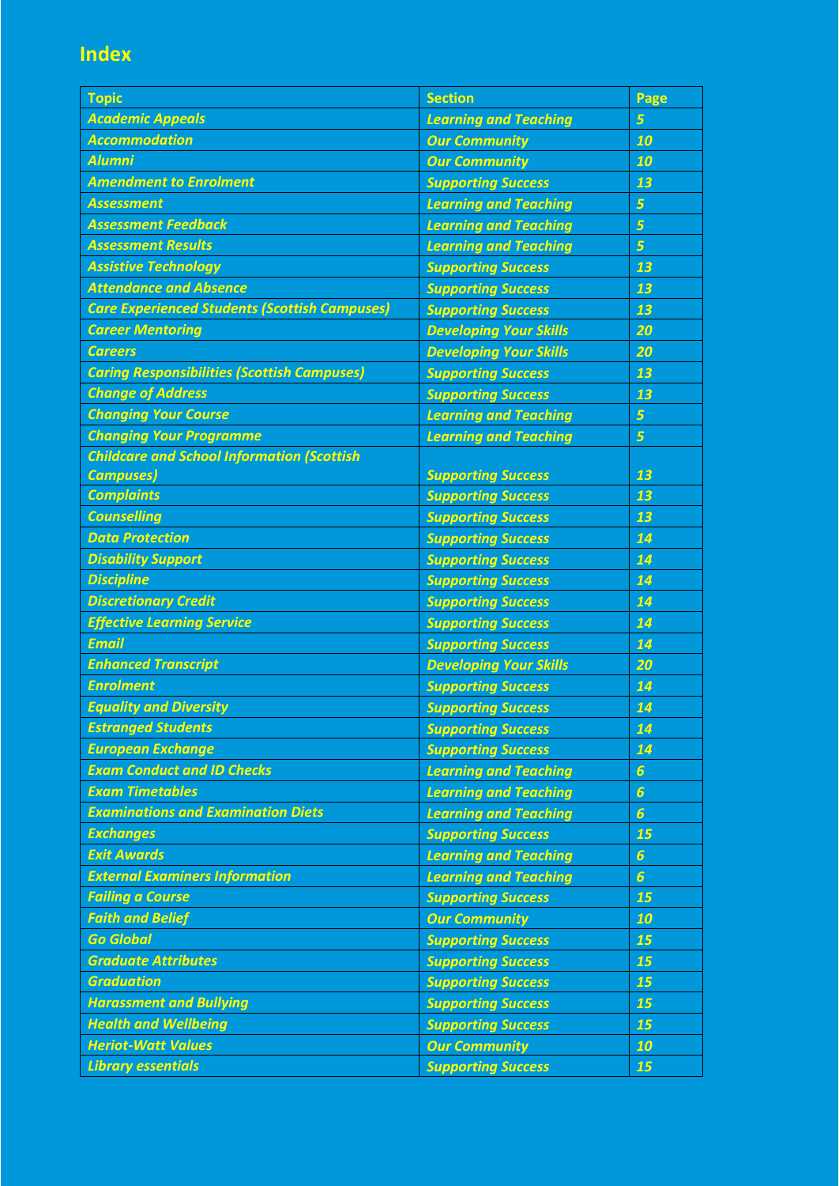## Index

| Topic | Section | Page |
|---|---|---|
| *Academic Appeals* | *Learning and Teaching* | *5* |
| *Accommodation* | *Our Community* | *10* |
| *Alumni* | *Our Community* | *10* |
| *Amendment to Enrolment* | *Supporting Success* | *13* |
| *Assessment* | *Learning and Teaching* | *5* |
| *Assessment Feedback* | *Learning and Teaching* | *5* |
| *Assessment Results* | *Learning and Teaching* | *5* |
| *Assistive Technology* | *Supporting Success* | *13* |
| *Attendance and Absence* | *Supporting Success* | *13* |
| *Care Experienced Students (Scottish Campuses)* | *Supporting Success* | *13* |
| *Career Mentoring* | *Developing Your Skills* | *20* |
| *Careers* | *Developing Your Skills* | *20* |
| *Caring Responsibilities (Scottish Campuses)* | *Supporting Success* | *13* |
| *Change of Address* | *Supporting Success* | *13* |
| *Changing Your Course* | *Learning and Teaching* | *5* |
| *Changing Your Programme* | *Learning and Teaching* | *5* |
| *Childcare and School Information (Scottish Campuses)* | *Supporting Success* | *13* |
| *Complaints* | *Supporting Success* | *13* |
| *Counselling* | *Supporting Success* | *13* |
| *Data Protection* | *Supporting Success* | *14* |
| *Disability Support* | *Supporting Success* | *14* |
| *Discipline* | *Supporting Success* | *14* |
| *Discretionary Credit* | *Supporting Success* | *14* |
| *Effective Learning Service* | *Supporting Success* | *14* |
| *Email* | *Supporting Success* | *14* |
| *Enhanced Transcript* | *Developing Your Skills* | *20* |
| *Enrolment* | *Supporting Success* | *14* |
| *Equality and Diversity* | *Supporting Success* | *14* |
| *Estranged Students* | *Supporting Success* | *14* |
| *European Exchange* | *Supporting Success* | *14* |
| *Exam Conduct and ID Checks* | *Learning and Teaching* | *6* |
| *Exam Timetables* | *Learning and Teaching* | *6* |
| *Examinations and Examination Diets* | *Learning and Teaching* | *6* |
| *Exchanges* | *Supporting Success* | *15* |
| *Exit Awards* | *Learning and Teaching* | *6* |
| *External Examiners Information* | *Learning and Teaching* | *6* |
| *Failing a Course* | *Supporting Success* | *15* |
| *Faith and Belief* | *Our Community* | *10* |
| *Go Global* | *Supporting Success* | *15* |
| *Graduate Attributes* | *Supporting Success* | *15* |
| *Graduation* | *Supporting Success* | *15* |
| *Harassment and Bullying* | *Supporting Success* | *15* |
| *Health and Wellbeing* | *Supporting Success* | *15* |
| *Heriot-Watt Values* | *Our Community* | *10* |
| *Library essentials* | *Supporting Success* | *15* |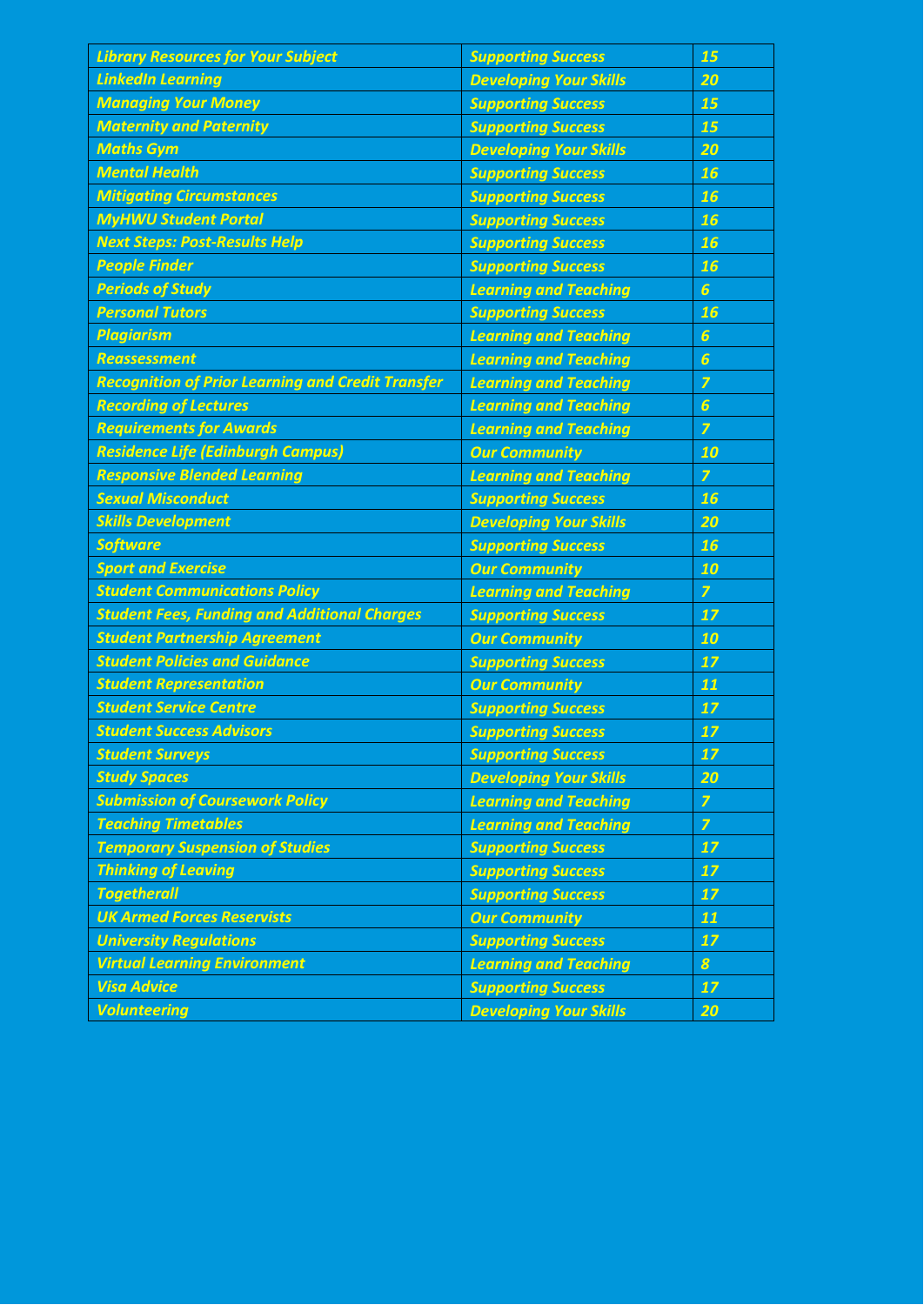| *Library Resources for Your Subject* | *Supporting Success* | *15* |
|---|---|---|
| *LinkedIn Learning* | *Developing Your Skills* | *20* |
| *Managing Your Money* | *Supporting Success* | *15* |
| *Maternity and Paternity* | *Supporting Success* | *15* |
| *Maths Gym* | *Developing Your Skills* | *20* |
| *Mental Health* | *Supporting Success* | *16* |
| *Mitigating Circumstances* | *Supporting Success* | *16* |
| *MyHWU Student Portal* | *Supporting Success* | *16* |
| *Next Steps: Post-Results Help* | *Supporting Success* | *16* |
| *People Finder* | *Supporting Success* | *16* |
| *Periods of Study* | *Learning and Teaching* | *6* |
| *Personal Tutors* | *Supporting Success* | *16* |
| *Plagiarism* | *Learning and Teaching* | *6* |
| *Reassessment* | *Learning and Teaching* | *6* |
| *Recognition of Prior Learning and Credit Transfer* | *Learning and Teaching* | *7* |
| *Recording of Lectures* | *Learning and Teaching* | *6* |
| *Requirements for Awards* | *Learning and Teaching* | *7* |
| *Residence Life (Edinburgh Campus)* | *Our Community* | *10* |
| *Responsive Blended Learning* | *Learning and Teaching* | *7* |
| *Sexual Misconduct* | *Supporting Success* | *16* |
| *Skills Development* | *Developing Your Skills* | *20* |
| *Software* | *Supporting Success* | *16* |
| *Sport and Exercise* | *Our Community* | *10* |
| *Student Communications Policy* | *Learning and Teaching* | *7* |
| *Student Fees, Funding and Additional Charges* | *Supporting Success* | *17* |
| *Student Partnership Agreement* | *Our Community* | *10* |
| *Student Policies and Guidance* | *Supporting Success* | *17* |
| *Student Representation* | *Our Community* | *11* |
| *Student Service Centre* | *Supporting Success* | *17* |
| *Student Success Advisors* | *Supporting Success* | *17* |
| *Student Surveys* | *Supporting Success* | *17* |
| *Study Spaces* | *Developing Your Skills* | *20* |
| *Submission of Coursework Policy* | *Learning and Teaching* | *7* |
| *Teaching Timetables* | *Learning and Teaching* | *7* |
| *Temporary Suspension of Studies* | *Supporting Success* | *17* |
| *Thinking of Leaving* | *Supporting Success* | *17* |
| *Togetherall* | *Supporting Success* | *17* |
| *UK Armed Forces Reservists* | *Our Community* | *11* |
| *University Regulations* | *Supporting Success* | *17* |
| *Virtual Learning Environment* | *Learning and Teaching* | *8* |
| *Visa Advice* | *Supporting Success* | *17* |
| *Volunteering* | *Developing Your Skills* | *20* |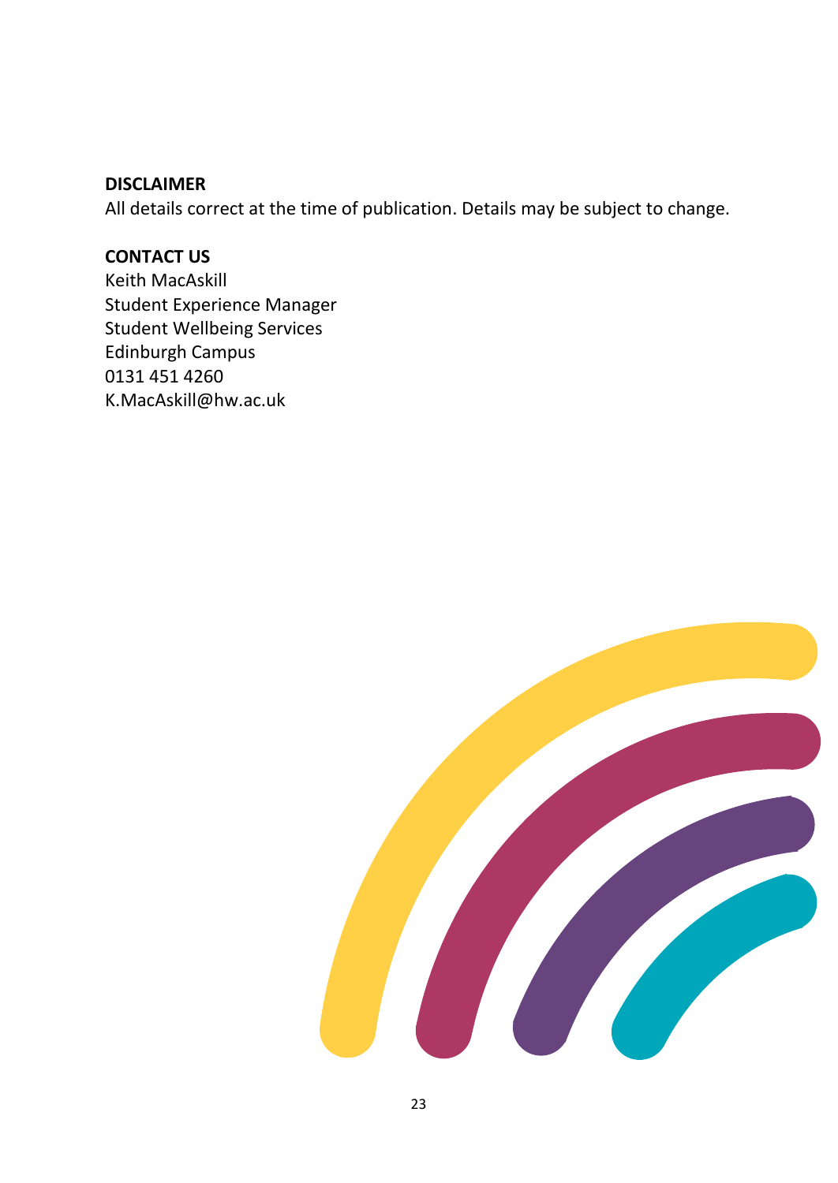**DISCLAIMER**

All details correct at the time of publication. Details may be subject to change.

**CONTACT US**

Keith MacAskill
Student Experience Manager
Student Wellbeing Services
Edinburgh Campus
0131 451 4260
K.MacAskill@hw.ac.uk